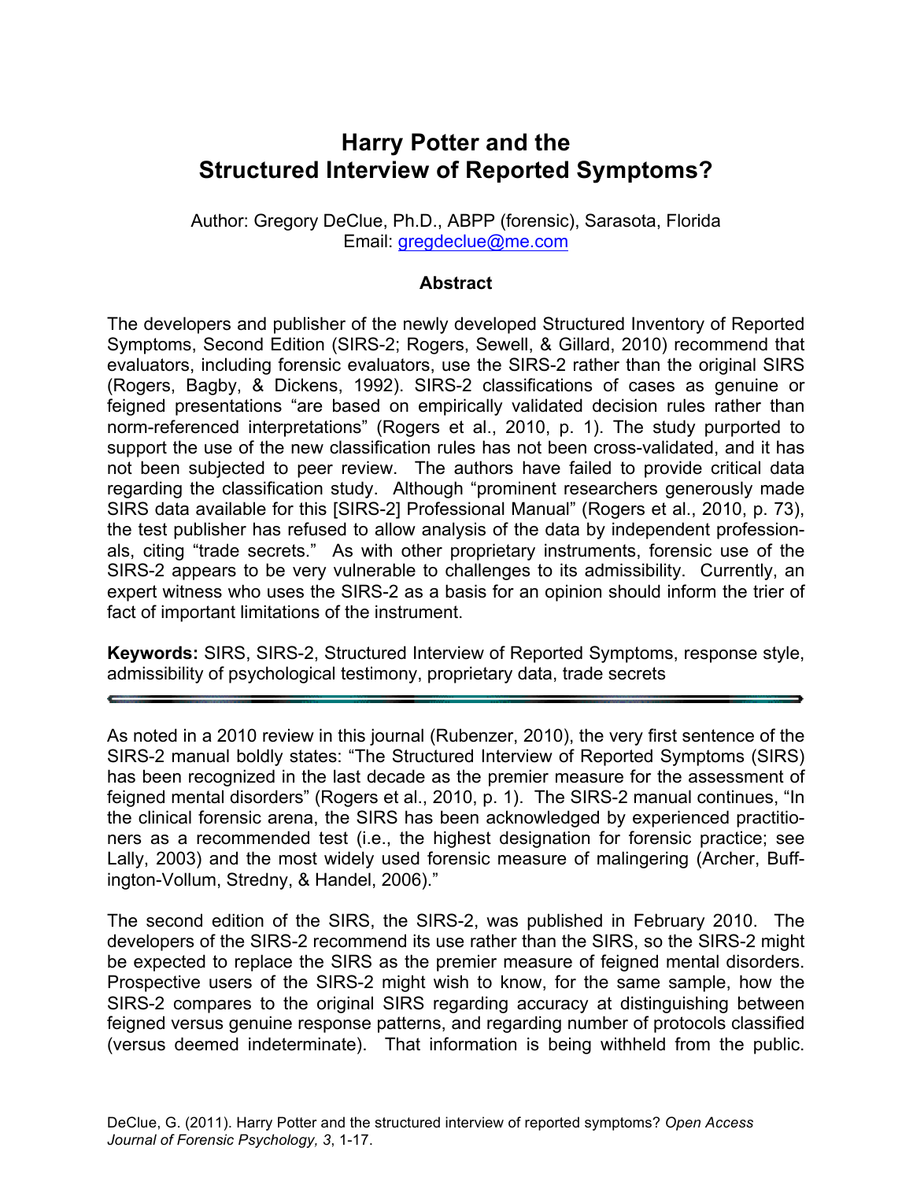# Harry Potter and the Structured Interview of Reported Symptoms?

Author: Gregory DeClue, Ph.D., ABPP (forensic), Sarasota, Florida
Email: gregdeclue@me.com

## Abstract

The developers and publisher of the newly developed Structured Inventory of Reported Symptoms, Second Edition (SIRS-2; Rogers, Sewell, & Gillard, 2010) recommend that evaluators, including forensic evaluators, use the SIRS-2 rather than the original SIRS (Rogers, Bagby, & Dickens, 1992). SIRS-2 classifications of cases as genuine or feigned presentations "are based on empirically validated decision rules rather than norm-referenced interpretations" (Rogers et al., 2010, p. 1). The study purported to support the use of the new classification rules has not been cross-validated, and it has not been subjected to peer review. The authors have failed to provide critical data regarding the classification study. Although "prominent researchers generously made SIRS data available for this [SIRS-2] Professional Manual" (Rogers et al., 2010, p. 73), the test publisher has refused to allow analysis of the data by independent professionals, citing "trade secrets." As with other proprietary instruments, forensic use of the SIRS-2 appears to be very vulnerable to challenges to its admissibility. Currently, an expert witness who uses the SIRS-2 as a basis for an opinion should inform the trier of fact of important limitations of the instrument.

**Keywords:** SIRS, SIRS-2, Structured Interview of Reported Symptoms, response style, admissibility of psychological testimony, proprietary data, trade secrets

---

As noted in a 2010 review in this journal (Rubenzer, 2010), the very first sentence of the SIRS-2 manual boldly states: "The Structured Interview of Reported Symptoms (SIRS) has been recognized in the last decade as the premier measure for the assessment of feigned mental disorders" (Rogers et al., 2010, p. 1). The SIRS-2 manual continues, "In the clinical forensic arena, the SIRS has been acknowledged by experienced practitioners as a recommended test (i.e., the highest designation for forensic practice; see Lally, 2003) and the most widely used forensic measure of malingering (Archer, Buffington-Vollum, Stredny, & Handel, 2006)."

The second edition of the SIRS, the SIRS-2, was published in February 2010. The developers of the SIRS-2 recommend its use rather than the SIRS, so the SIRS-2 might be expected to replace the SIRS as the premier measure of feigned mental disorders. Prospective users of the SIRS-2 might wish to know, for the same sample, how the SIRS-2 compares to the original SIRS regarding accuracy at distinguishing between feigned versus genuine response patterns, and regarding number of protocols classified (versus deemed indeterminate). That information is being withheld from the public.

DeClue, G. (2011). Harry Potter and the structured interview of reported symptoms? *Open Access Journal of Forensic Psychology, 3*, 1-17.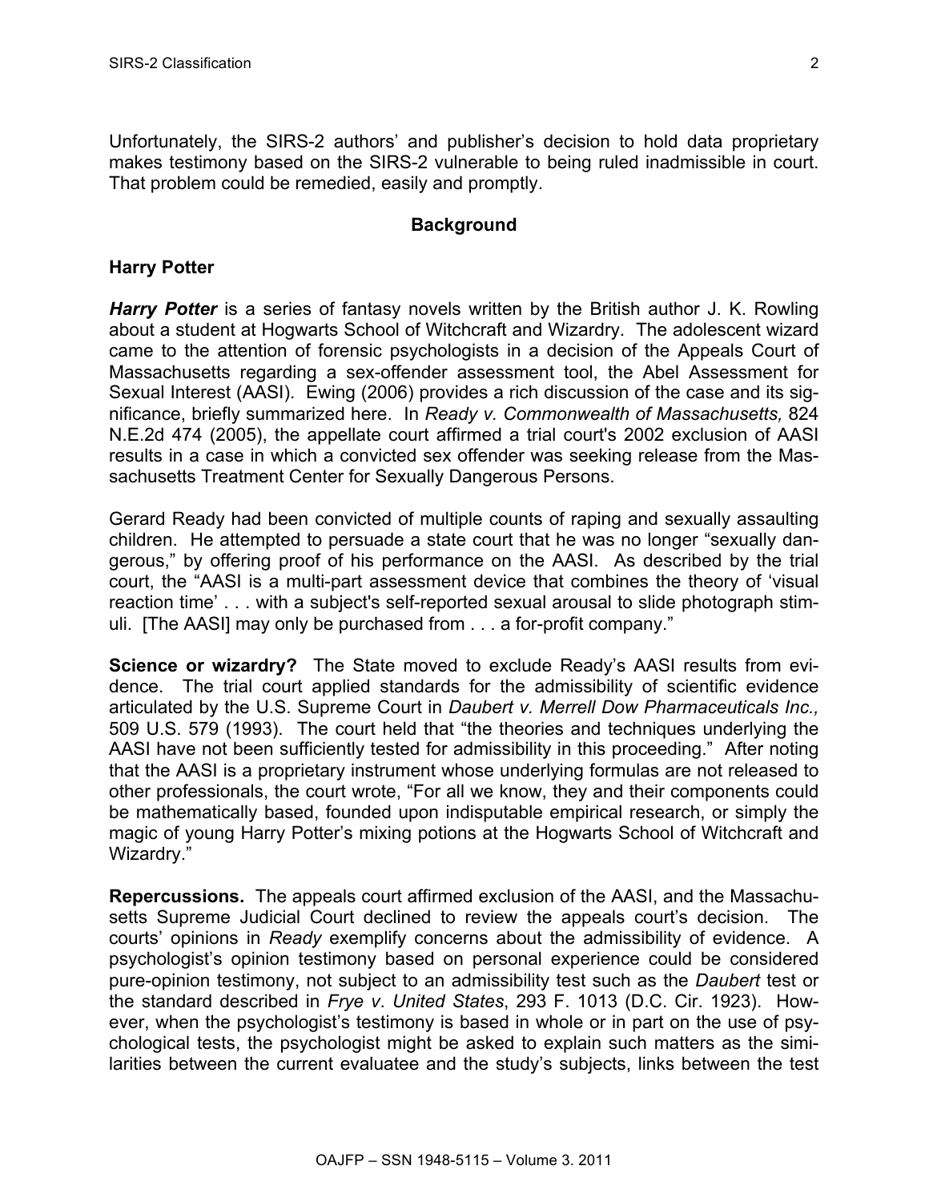Unfortunately, the SIRS-2 authors' and publisher's decision to hold data proprietary makes testimony based on the SIRS-2 vulnerable to being ruled inadmissible in court. That problem could be remedied, easily and promptly.

## Background

### Harry Potter

***Harry Potter*** is a series of fantasy novels written by the British author J. K. Rowling about a student at Hogwarts School of Witchcraft and Wizardry. The adolescent wizard came to the attention of forensic psychologists in a decision of the Appeals Court of Massachusetts regarding a sex-offender assessment tool, the Abel Assessment for Sexual Interest (AASI). Ewing (2006) provides a rich discussion of the case and its significance, briefly summarized here. In *Ready v. Commonwealth of Massachusetts,* 824 N.E.2d 474 (2005), the appellate court affirmed a trial court's 2002 exclusion of AASI results in a case in which a convicted sex offender was seeking release from the Massachusetts Treatment Center for Sexually Dangerous Persons.

Gerard Ready had been convicted of multiple counts of raping and sexually assaulting children. He attempted to persuade a state court that he was no longer "sexually dangerous," by offering proof of his performance on the AASI. As described by the trial court, the "AASI is a multi-part assessment device that combines the theory of 'visual reaction time' . . . with a subject's self-reported sexual arousal to slide photograph stimuli. [The AASI] may only be purchased from . . . a for-profit company."

**Science or wizardry?** The State moved to exclude Ready's AASI results from evidence. The trial court applied standards for the admissibility of scientific evidence articulated by the U.S. Supreme Court in *Daubert v. Merrell Dow Pharmaceuticals Inc.,* 509 U.S. 579 (1993). The court held that "the theories and techniques underlying the AASI have not been sufficiently tested for admissibility in this proceeding." After noting that the AASI is a proprietary instrument whose underlying formulas are not released to other professionals, the court wrote, "For all we know, they and their components could be mathematically based, founded upon indisputable empirical research, or simply the magic of young Harry Potter's mixing potions at the Hogwarts School of Witchcraft and Wizardry."

**Repercussions.** The appeals court affirmed exclusion of the AASI, and the Massachusetts Supreme Judicial Court declined to review the appeals court's decision. The courts' opinions in *Ready* exemplify concerns about the admissibility of evidence. A psychologist's opinion testimony based on personal experience could be considered pure-opinion testimony, not subject to an admissibility test such as the *Daubert* test or the standard described in *Frye v. United States*, 293 F. 1013 (D.C. Cir. 1923). However, when the psychologist's testimony is based in whole or in part on the use of psychological tests, the psychologist might be asked to explain such matters as the similarities between the current evaluatee and the study's subjects, links between the test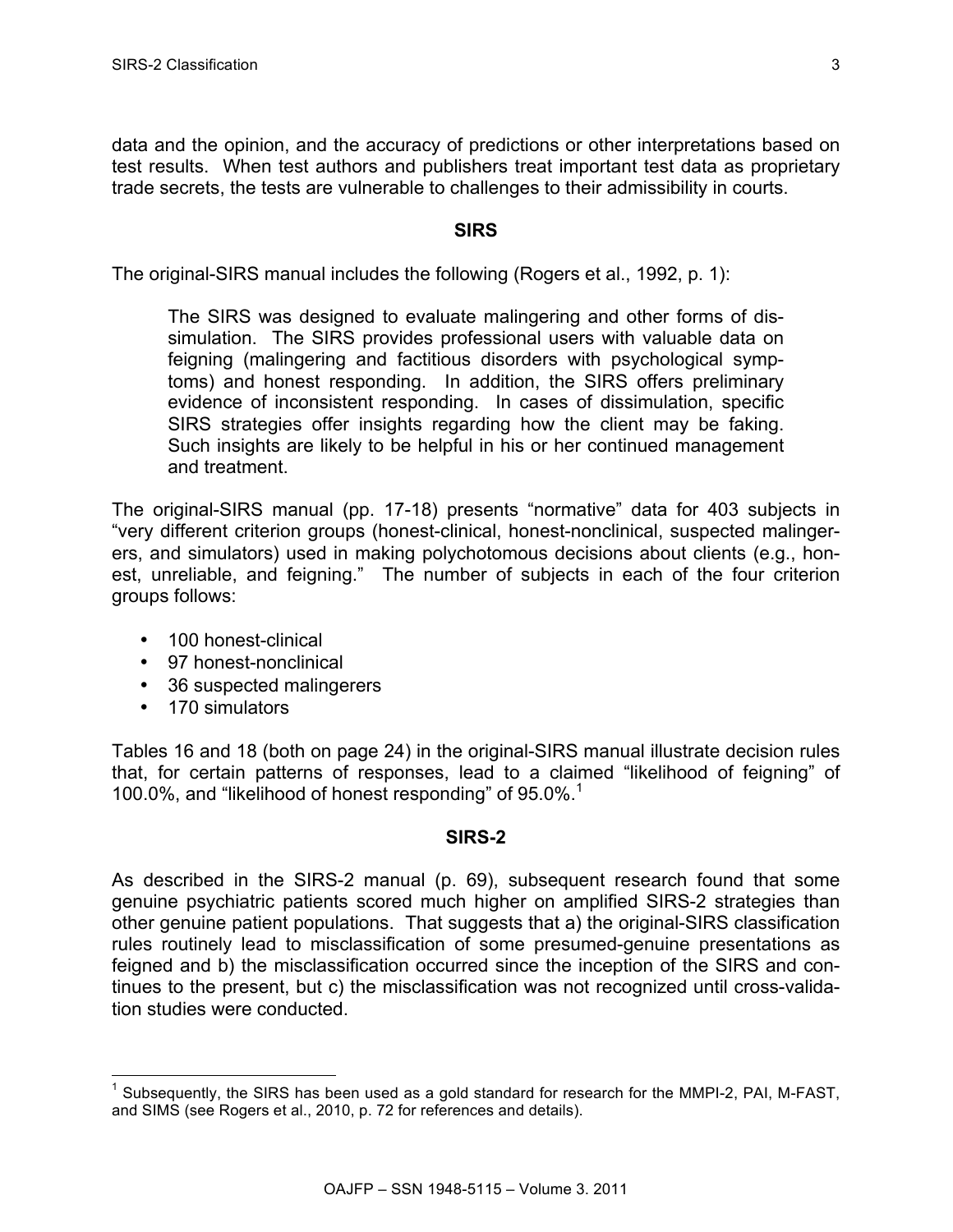data and the opinion, and the accuracy of predictions or other interpretations based on test results. When test authors and publishers treat important test data as proprietary trade secrets, the tests are vulnerable to challenges to their admissibility in courts.

## SIRS

The original-SIRS manual includes the following (Rogers et al., 1992, p. 1):

> The SIRS was designed to evaluate malingering and other forms of dissimulation. The SIRS provides professional users with valuable data on feigning (malingering and factitious disorders with psychological symptoms) and honest responding. In addition, the SIRS offers preliminary evidence of inconsistent responding. In cases of dissimulation, specific SIRS strategies offer insights regarding how the client may be faking. Such insights are likely to be helpful in his or her continued management and treatment.

The original-SIRS manual (pp. 17-18) presents "normative" data for 403 subjects in "very different criterion groups (honest-clinical, honest-nonclinical, suspected malingerers, and simulators) used in making polychotomous decisions about clients (e.g., honest, unreliable, and feigning." The number of subjects in each of the four criterion groups follows:

- 100 honest-clinical
- 97 honest-nonclinical
- 36 suspected malingerers
- 170 simulators

Tables 16 and 18 (both on page 24) in the original-SIRS manual illustrate decision rules that, for certain patterns of responses, lead to a claimed "likelihood of feigning" of 100.0%, and "likelihood of honest responding" of 95.0%.[1]

## SIRS-2

As described in the SIRS-2 manual (p. 69), subsequent research found that some genuine psychiatric patients scored much higher on amplified SIRS-2 strategies than other genuine patient populations. That suggests that a) the original-SIRS classification rules routinely lead to misclassification of some presumed-genuine presentations as feigned and b) the misclassification occurred since the inception of the SIRS and continues to the present, but c) the misclassification was not recognized until cross-validation studies were conducted.

---

[1] Subsequently, the SIRS has been used as a gold standard for research for the MMPI-2, PAI, M-FAST, and SIMS (see Rogers et al., 2010, p. 72 for references and details).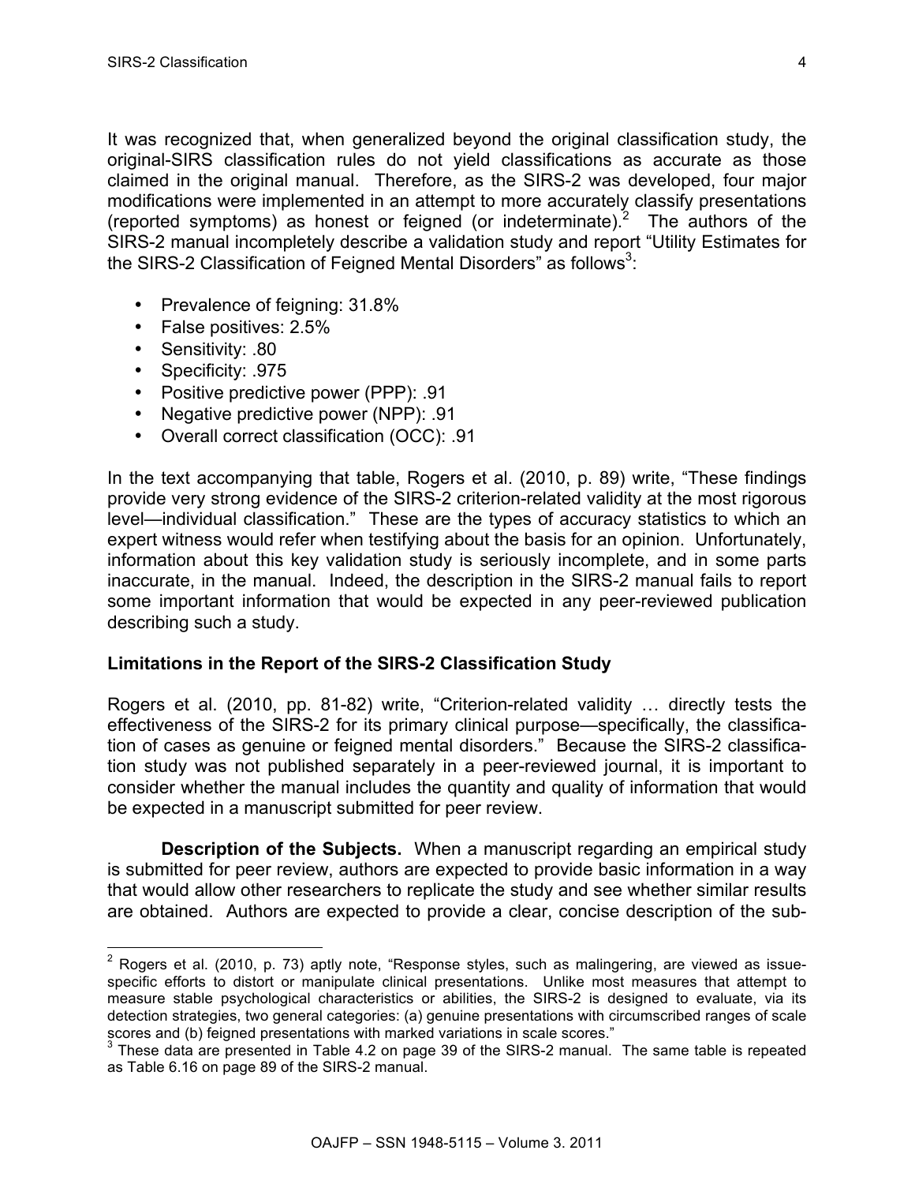It was recognized that, when generalized beyond the original classification study, the original-SIRS classification rules do not yield classifications as accurate as those claimed in the original manual. Therefore, as the SIRS-2 was developed, four major modifications were implemented in an attempt to more accurately classify presentations (reported symptoms) as honest or feigned (or indeterminate).[2] The authors of the SIRS-2 manual incompletely describe a validation study and report "Utility Estimates for the SIRS-2 Classification of Feigned Mental Disorders" as follows[3]:

- Prevalence of feigning: 31.8%
- False positives: 2.5%
- Sensitivity: .80
- Specificity: .975
- Positive predictive power (PPP): .91
- Negative predictive power (NPP): .91
- Overall correct classification (OCC): .91

In the text accompanying that table, Rogers et al. (2010, p. 89) write, "These findings provide very strong evidence of the SIRS-2 criterion-related validity at the most rigorous level—individual classification." These are the types of accuracy statistics to which an expert witness would refer when testifying about the basis for an opinion. Unfortunately, information about this key validation study is seriously incomplete, and in some parts inaccurate, in the manual. Indeed, the description in the SIRS-2 manual fails to report some important information that would be expected in any peer-reviewed publication describing such a study.

## Limitations in the Report of the SIRS-2 Classification Study

Rogers et al. (2010, pp. 81-82) write, "Criterion-related validity … directly tests the effectiveness of the SIRS-2 for its primary clinical purpose—specifically, the classification of cases as genuine or feigned mental disorders." Because the SIRS-2 classification study was not published separately in a peer-reviewed journal, it is important to consider whether the manual includes the quantity and quality of information that would be expected in a manuscript submitted for peer review.

**Description of the Subjects.** When a manuscript regarding an empirical study is submitted for peer review, authors are expected to provide basic information in a way that would allow other researchers to replicate the study and see whether similar results are obtained. Authors are expected to provide a clear, concise description of the sub-

---

[2] Rogers et al. (2010, p. 73) aptly note, "Response styles, such as malingering, are viewed as issue-specific efforts to distort or manipulate clinical presentations. Unlike most measures that attempt to measure stable psychological characteristics or abilities, the SIRS-2 is designed to evaluate, via its detection strategies, two general categories: (a) genuine presentations with circumscribed ranges of scale scores and (b) feigned presentations with marked variations in scale scores."

[3] These data are presented in Table 4.2 on page 39 of the SIRS-2 manual. The same table is repeated as Table 6.16 on page 89 of the SIRS-2 manual.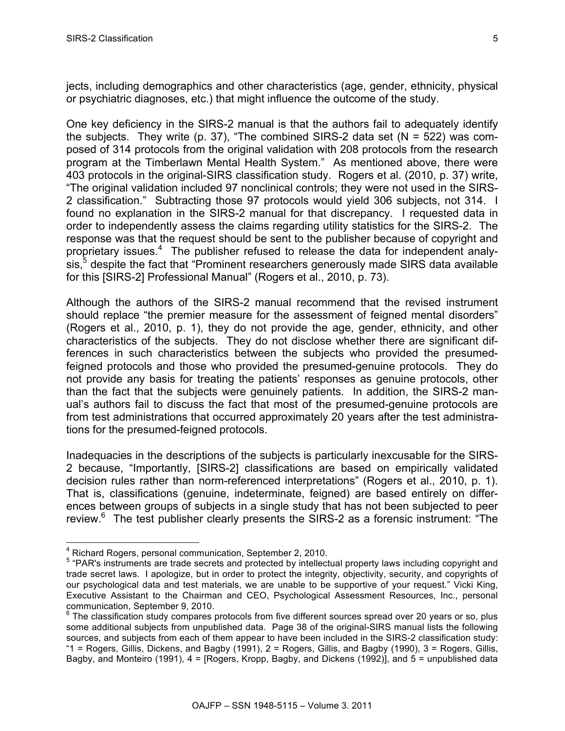jects, including demographics and other characteristics (age, gender, ethnicity, physical or psychiatric diagnoses, etc.) that might influence the outcome of the study.

One key deficiency in the SIRS-2 manual is that the authors fail to adequately identify the subjects. They write (p. 37), "The combined SIRS-2 data set (N = 522) was composed of 314 protocols from the original validation with 208 protocols from the research program at the Timberlawn Mental Health System." As mentioned above, there were 403 protocols in the original-SIRS classification study. Rogers et al. (2010, p. 37) write, "The original validation included 97 nonclinical controls; they were not used in the SIRS-2 classification." Subtracting those 97 protocols would yield 306 subjects, not 314. I found no explanation in the SIRS-2 manual for that discrepancy. I requested data in order to independently assess the claims regarding utility statistics for the SIRS-2. The response was that the request should be sent to the publisher because of copyright and proprietary issues.[4] The publisher refused to release the data for independent analysis,[5] despite the fact that "Prominent researchers generously made SIRS data available for this [SIRS-2] Professional Manual" (Rogers et al., 2010, p. 73).

Although the authors of the SIRS-2 manual recommend that the revised instrument should replace "the premier measure for the assessment of feigned mental disorders" (Rogers et al., 2010, p. 1), they do not provide the age, gender, ethnicity, and other characteristics of the subjects. They do not disclose whether there are significant differences in such characteristics between the subjects who provided the presumed-feigned protocols and those who provided the presumed-genuine protocols. They do not provide any basis for treating the patients' responses as genuine protocols, other than the fact that the subjects were genuinely patients. In addition, the SIRS-2 manual's authors fail to discuss the fact that most of the presumed-genuine protocols are from test administrations that occurred approximately 20 years after the test administrations for the presumed-feigned protocols.

Inadequacies in the descriptions of the subjects is particularly inexcusable for the SIRS-2 because, "Importantly, [SIRS-2] classifications are based on empirically validated decision rules rather than norm-referenced interpretations" (Rogers et al., 2010, p. 1). That is, classifications (genuine, indeterminate, feigned) are based entirely on differences between groups of subjects in a single study that has not been subjected to peer review.[6] The test publisher clearly presents the SIRS-2 as a forensic instrument: "The

---

[4] Richard Rogers, personal communication, September 2, 2010.

[5] "PAR's instruments are trade secrets and protected by intellectual property laws including copyright and trade secret laws. I apologize, but in order to protect the integrity, objectivity, security, and copyrights of our psychological data and test materials, we are unable to be supportive of your request." Vicki King, Executive Assistant to the Chairman and CEO, Psychological Assessment Resources, Inc., personal communication, September 9, 2010.

[6] The classification study compares protocols from five different sources spread over 20 years or so, plus some additional subjects from unpublished data. Page 38 of the original-SIRS manual lists the following sources, and subjects from each of them appear to have been included in the SIRS-2 classification study: "1 = Rogers, Gillis, Dickens, and Bagby (1991), 2 = Rogers, Gillis, and Bagby (1990), 3 = Rogers, Gillis, Bagby, and Monteiro (1991), 4 = [Rogers, Kropp, Bagby, and Dickens (1992)], and 5 = unpublished data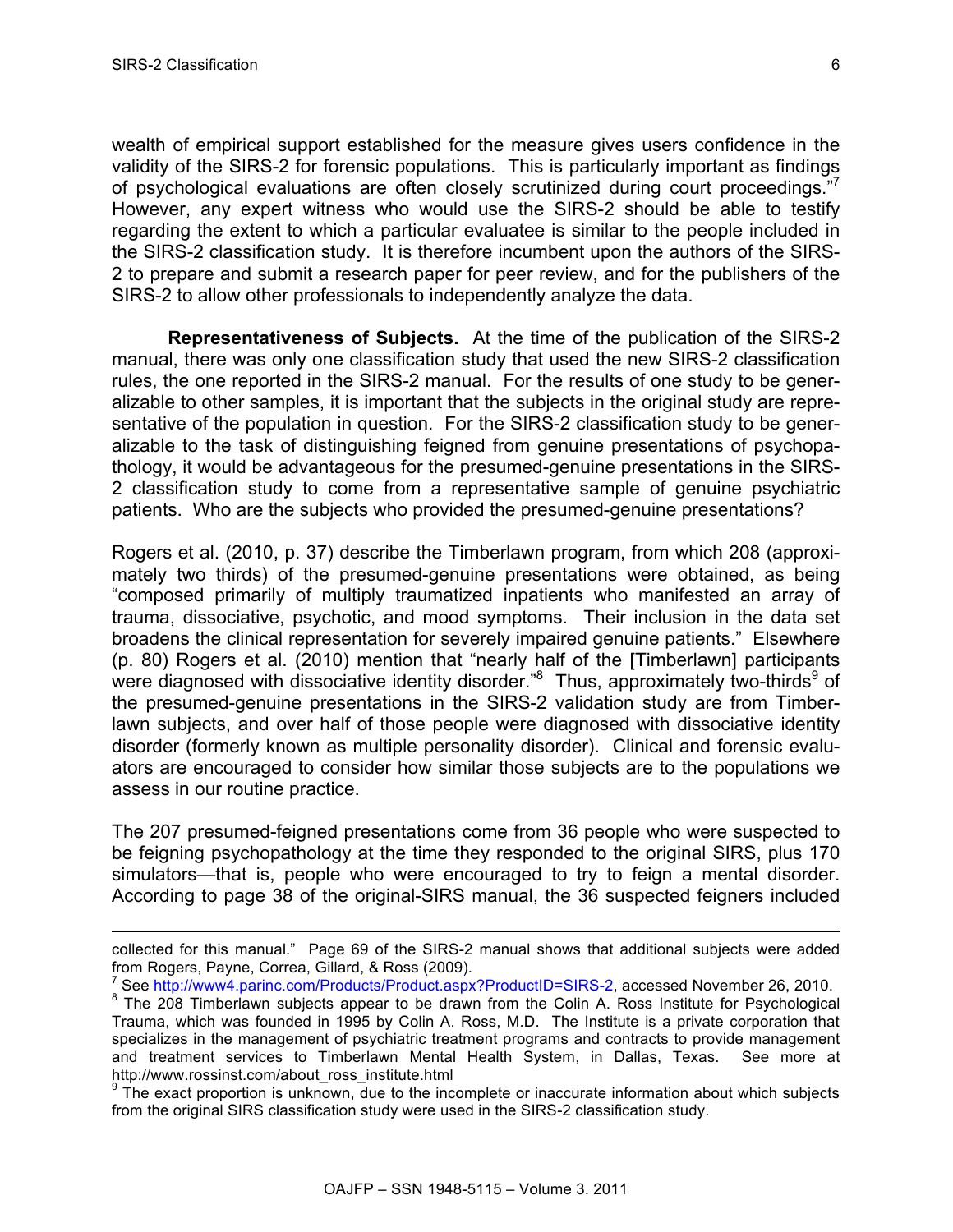wealth of empirical support established for the measure gives users confidence in the validity of the SIRS-2 for forensic populations. This is particularly important as findings of psychological evaluations are often closely scrutinized during court proceedings."[7] However, any expert witness who would use the SIRS-2 should be able to testify regarding the extent to which a particular evaluatee is similar to the people included in the SIRS-2 classification study. It is therefore incumbent upon the authors of the SIRS-2 to prepare and submit a research paper for peer review, and for the publishers of the SIRS-2 to allow other professionals to independently analyze the data.

**Representativeness of Subjects.** At the time of the publication of the SIRS-2 manual, there was only one classification study that used the new SIRS-2 classification rules, the one reported in the SIRS-2 manual. For the results of one study to be generalizable to other samples, it is important that the subjects in the original study are representative of the population in question. For the SIRS-2 classification study to be generalizable to the task of distinguishing feigned from genuine presentations of psychopathology, it would be advantageous for the presumed-genuine presentations in the SIRS-2 classification study to come from a representative sample of genuine psychiatric patients. Who are the subjects who provided the presumed-genuine presentations?

Rogers et al. (2010, p. 37) describe the Timberlawn program, from which 208 (approximately two thirds) of the presumed-genuine presentations were obtained, as being "composed primarily of multiply traumatized inpatients who manifested an array of trauma, dissociative, psychotic, and mood symptoms. Their inclusion in the data set broadens the clinical representation for severely impaired genuine patients." Elsewhere (p. 80) Rogers et al. (2010) mention that "nearly half of the [Timberlawn] participants were diagnosed with dissociative identity disorder."[8] Thus, approximately two-thirds[9] of the presumed-genuine presentations in the SIRS-2 validation study are from Timberlawn subjects, and over half of those people were diagnosed with dissociative identity disorder (formerly known as multiple personality disorder). Clinical and forensic evaluators are encouraged to consider how similar those subjects are to the populations we assess in our routine practice.

The 207 presumed-feigned presentations come from 36 people who were suspected to be feigning psychopathology at the time they responded to the original SIRS, plus 170 simulators—that is, people who were encouraged to try to feign a mental disorder. According to page 38 of the original-SIRS manual, the 36 suspected feigners included

---

collected for this manual." Page 69 of the SIRS-2 manual shows that additional subjects were added from Rogers, Payne, Correa, Gillard, & Ross (2009).

[7] See http://www4.parinc.com/Products/Product.aspx?ProductID=SIRS-2, accessed November 26, 2010.

[8] The 208 Timberlawn subjects appear to be drawn from the Colin A. Ross Institute for Psychological Trauma, which was founded in 1995 by Colin A. Ross, M.D. The Institute is a private corporation that specializes in the management of psychiatric treatment programs and contracts to provide management and treatment services to Timberlawn Mental Health System, in Dallas, Texas. See more at http://www.rossinst.com/about_ross_institute.html

[9] The exact proportion is unknown, due to the incomplete or inaccurate information about which subjects from the original SIRS classification study were used in the SIRS-2 classification study.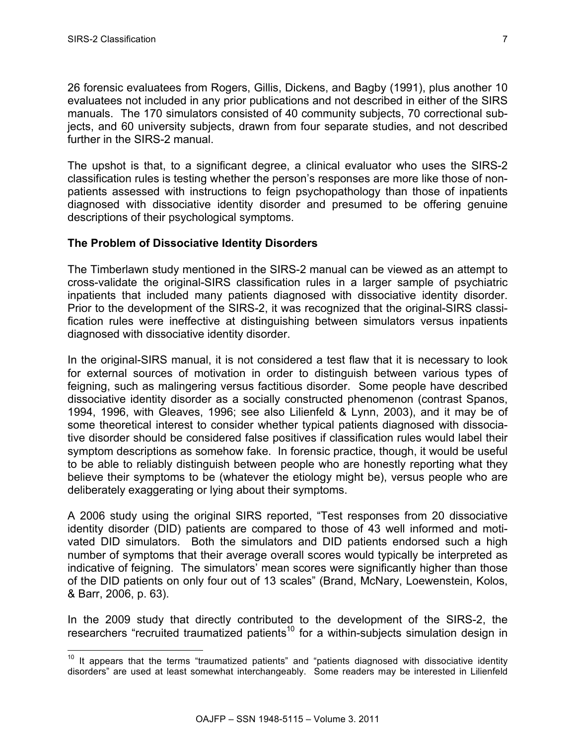26 forensic evaluatees from Rogers, Gillis, Dickens, and Bagby (1991), plus another 10 evaluatees not included in any prior publications and not described in either of the SIRS manuals. The 170 simulators consisted of 40 community subjects, 70 correctional subjects, and 60 university subjects, drawn from four separate studies, and not described further in the SIRS-2 manual.

The upshot is that, to a significant degree, a clinical evaluator who uses the SIRS-2 classification rules is testing whether the person's responses are more like those of non-patients assessed with instructions to feign psychopathology than those of inpatients diagnosed with dissociative identity disorder and presumed to be offering genuine descriptions of their psychological symptoms.

**The Problem of Dissociative Identity Disorders**

The Timberlawn study mentioned in the SIRS-2 manual can be viewed as an attempt to cross-validate the original-SIRS classification rules in a larger sample of psychiatric inpatients that included many patients diagnosed with dissociative identity disorder. Prior to the development of the SIRS-2, it was recognized that the original-SIRS classification rules were ineffective at distinguishing between simulators versus inpatients diagnosed with dissociative identity disorder.

In the original-SIRS manual, it is not considered a test flaw that it is necessary to look for external sources of motivation in order to distinguish between various types of feigning, such as malingering versus factitious disorder. Some people have described dissociative identity disorder as a socially constructed phenomenon (contrast Spanos, 1994, 1996, with Gleaves, 1996; see also Lilienfeld & Lynn, 2003), and it may be of some theoretical interest to consider whether typical patients diagnosed with dissociative disorder should be considered false positives if classification rules would label their symptom descriptions as somehow fake. In forensic practice, though, it would be useful to be able to reliably distinguish between people who are honestly reporting what they believe their symptoms to be (whatever the etiology might be), versus people who are deliberately exaggerating or lying about their symptoms.

A 2006 study using the original SIRS reported, "Test responses from 20 dissociative identity disorder (DID) patients are compared to those of 43 well informed and motivated DID simulators. Both the simulators and DID patients endorsed such a high number of symptoms that their average overall scores would typically be interpreted as indicative of feigning. The simulators' mean scores were significantly higher than those of the DID patients on only four out of 13 scales" (Brand, McNary, Loewenstein, Kolos, & Barr, 2006, p. 63).

In the 2009 study that directly contributed to the development of the SIRS-2, the researchers "recruited traumatized patients[10] for a within-subjects simulation design in

[10] It appears that the terms "traumatized patients" and "patients diagnosed with dissociative identity disorders" are used at least somewhat interchangeably. Some readers may be interested in Lilienfeld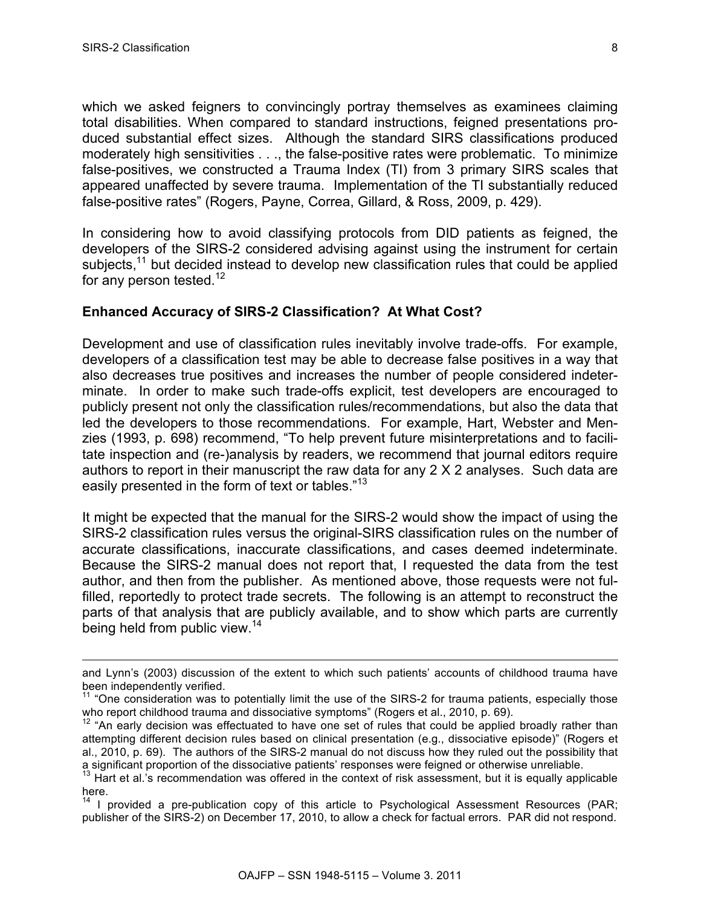which we asked feigners to convincingly portray themselves as examinees claiming total disabilities. When compared to standard instructions, feigned presentations produced substantial effect sizes. Although the standard SIRS classifications produced moderately high sensitivities . . ., the false-positive rates were problematic. To minimize false-positives, we constructed a Trauma Index (TI) from 3 primary SIRS scales that appeared unaffected by severe trauma. Implementation of the TI substantially reduced false-positive rates" (Rogers, Payne, Correa, Gillard, & Ross, 2009, p. 429).

In considering how to avoid classifying protocols from DID patients as feigned, the developers of the SIRS-2 considered advising against using the instrument for certain subjects,[11] but decided instead to develop new classification rules that could be applied for any person tested.[12]

### Enhanced Accuracy of SIRS-2 Classification? At What Cost?

Development and use of classification rules inevitably involve trade-offs. For example, developers of a classification test may be able to decrease false positives in a way that also decreases true positives and increases the number of people considered indeterminate. In order to make such trade-offs explicit, test developers are encouraged to publicly present not only the classification rules/recommendations, but also the data that led the developers to those recommendations. For example, Hart, Webster and Menzies (1993, p. 698) recommend, "To help prevent future misinterpretations and to facilitate inspection and (re-)analysis by readers, we recommend that journal editors require authors to report in their manuscript the raw data for any 2 X 2 analyses. Such data are easily presented in the form of text or tables."[13]

It might be expected that the manual for the SIRS-2 would show the impact of using the SIRS-2 classification rules versus the original-SIRS classification rules on the number of accurate classifications, inaccurate classifications, and cases deemed indeterminate. Because the SIRS-2 manual does not report that, I requested the data from the test author, and then from the publisher. As mentioned above, those requests were not fulfilled, reportedly to protect trade secrets. The following is an attempt to reconstruct the parts of that analysis that are publicly available, and to show which parts are currently being held from public view.[14]

---

and Lynn's (2003) discussion of the extent to which such patients' accounts of childhood trauma have been independently verified.

[11] "One consideration was to potentially limit the use of the SIRS-2 for trauma patients, especially those who report childhood trauma and dissociative symptoms" (Rogers et al., 2010, p. 69).

[12] "An early decision was effectuated to have one set of rules that could be applied broadly rather than attempting different decision rules based on clinical presentation (e.g., dissociative episode)" (Rogers et al., 2010, p. 69). The authors of the SIRS-2 manual do not discuss how they ruled out the possibility that a significant proportion of the dissociative patients' responses were feigned or otherwise unreliable.

[13] Hart et al.'s recommendation was offered in the context of risk assessment, but it is equally applicable here.

[14] I provided a pre-publication copy of this article to Psychological Assessment Resources (PAR; publisher of the SIRS-2) on December 17, 2010, to allow a check for factual errors. PAR did not respond.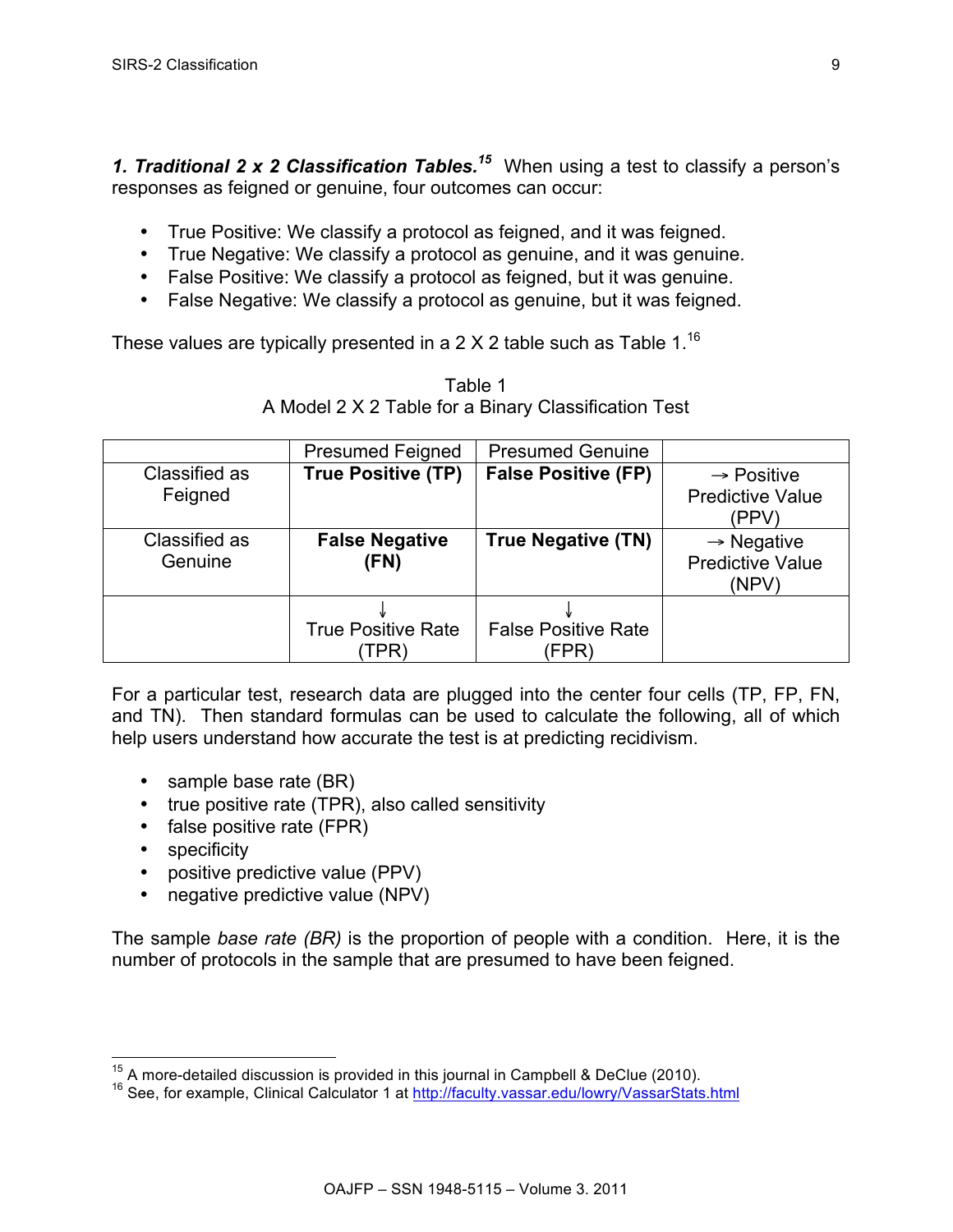**1. Traditional 2 x 2 Classification Tables.**[15] When using a test to classify a person's responses as feigned or genuine, four outcomes can occur:

- True Positive: We classify a protocol as feigned, and it was feigned.
- True Negative: We classify a protocol as genuine, and it was genuine.
- False Positive: We classify a protocol as feigned, but it was genuine.
- False Negative: We classify a protocol as genuine, but it was feigned.

These values are typically presented in a 2 X 2 table such as Table 1.[16]

Table 1
A Model 2 X 2 Table for a Binary Classification Test

| | Presumed Feigned | Presumed Genuine | |
|---|---|---|---|
| Classified as Feigned | **True Positive (TP)** | **False Positive (FP)** | → Positive Predictive Value (PPV) |
| Classified as Genuine | **False Negative (FN)** | **True Negative (TN)** | → Negative Predictive Value (NPV) |
| | ↓ True Positive Rate (TPR) | ↓ False Positive Rate (FPR) | |

For a particular test, research data are plugged into the center four cells (TP, FP, FN, and TN). Then standard formulas can be used to calculate the following, all of which help users understand how accurate the test is at predicting recidivism.

- sample base rate (BR)
- true positive rate (TPR), also called sensitivity
- false positive rate (FPR)
- specificity
- positive predictive value (PPV)
- negative predictive value (NPV)

The sample *base rate (BR)* is the proportion of people with a condition. Here, it is the number of protocols in the sample that are presumed to have been feigned.

---

[15] A more-detailed discussion is provided in this journal in Campbell & DeClue (2010).

[16] See, for example, Clinical Calculator 1 at http://faculty.vassar.edu/lowry/VassarStats.html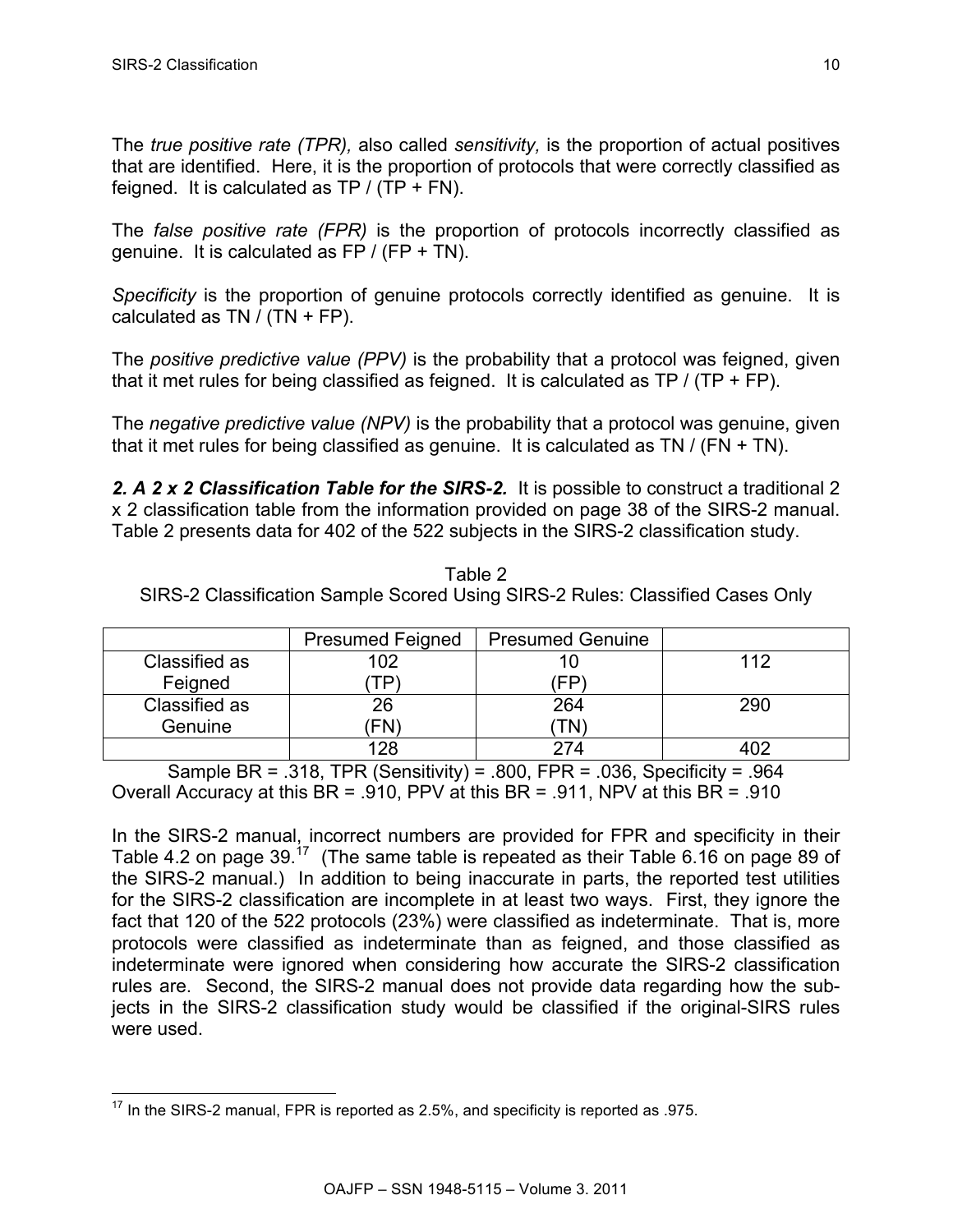The *true positive rate (TPR),* also called *sensitivity,* is the proportion of actual positives that are identified. Here, it is the proportion of protocols that were correctly classified as feigned. It is calculated as TP / (TP + FN).

The *false positive rate (FPR)* is the proportion of protocols incorrectly classified as genuine. It is calculated as FP / (FP + TN).

*Specificity* is the proportion of genuine protocols correctly identified as genuine. It is calculated as TN / (TN + FP).

The *positive predictive value (PPV)* is the probability that a protocol was feigned, given that it met rules for being classified as feigned. It is calculated as TP / (TP + FP).

The *negative predictive value (NPV)* is the probability that a protocol was genuine, given that it met rules for being classified as genuine. It is calculated as TN / (FN + TN).

***2. A 2 x 2 Classification Table for the SIRS-2.*** It is possible to construct a traditional 2 x 2 classification table from the information provided on page 38 of the SIRS-2 manual. Table 2 presents data for 402 of the 522 subjects in the SIRS-2 classification study.

Table 2
SIRS-2 Classification Sample Scored Using SIRS-2 Rules: Classified Cases Only

| | Presumed Feigned | Presumed Genuine | |
|---|---|---|---|
| Classified as Feigned | 102 (TP) | 10 (FP) | 112 |
| Classified as Genuine | 26 (FN) | 264 (TN) | 290 |
| | 128 | 274 | 402 |

Sample BR = .318, TPR (Sensitivity) = .800, FPR = .036, Specificity = .964
Overall Accuracy at this BR = .910, PPV at this BR = .911, NPV at this BR = .910

In the SIRS-2 manual, incorrect numbers are provided for FPR and specificity in their Table 4.2 on page 39.[17] (The same table is repeated as their Table 6.16 on page 89 of the SIRS-2 manual.) In addition to being inaccurate in parts, the reported test utilities for the SIRS-2 classification are incomplete in at least two ways. First, they ignore the fact that 120 of the 522 protocols (23%) were classified as indeterminate. That is, more protocols were classified as indeterminate than as feigned, and those classified as indeterminate were ignored when considering how accurate the SIRS-2 classification rules are. Second, the SIRS-2 manual does not provide data regarding how the subjects in the SIRS-2 classification study would be classified if the original-SIRS rules were used.

[17] In the SIRS-2 manual, FPR is reported as 2.5%, and specificity is reported as .975.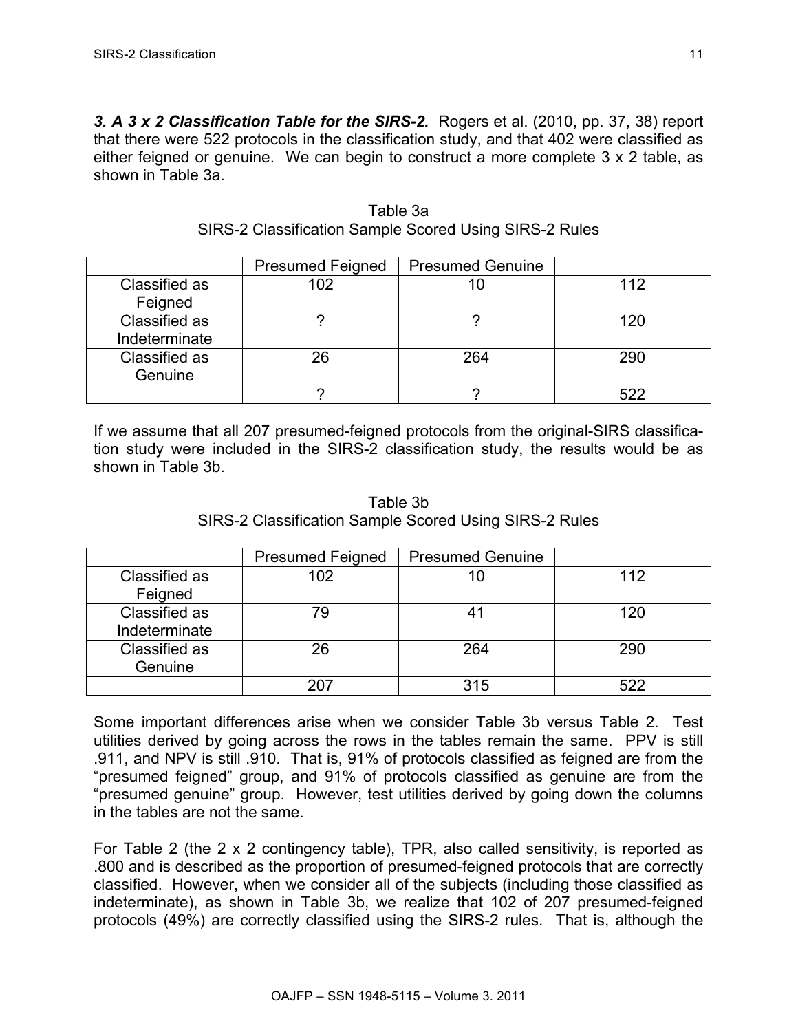***3. A 3 x 2 Classification Table for the SIRS-2.*** Rogers et al. (2010, pp. 37, 38) report that there were 522 protocols in the classification study, and that 402 were classified as either feigned or genuine. We can begin to construct a more complete 3 x 2 table, as shown in Table 3a.

Table 3a
SIRS-2 Classification Sample Scored Using SIRS-2 Rules

| | Presumed Feigned | Presumed Genuine | |
|---|---|---|---|
| Classified as Feigned | 102 | 10 | 112 |
| Classified as Indeterminate | ? | ? | 120 |
| Classified as Genuine | 26 | 264 | 290 |
| | ? | ? | 522 |

If we assume that all 207 presumed-feigned protocols from the original-SIRS classification study were included in the SIRS-2 classification study, the results would be as shown in Table 3b.

Table 3b
SIRS-2 Classification Sample Scored Using SIRS-2 Rules

| | Presumed Feigned | Presumed Genuine | |
|---|---|---|---|
| Classified as Feigned | 102 | 10 | 112 |
| Classified as Indeterminate | 79 | 41 | 120 |
| Classified as Genuine | 26 | 264 | 290 |
| | 207 | 315 | 522 |

Some important differences arise when we consider Table 3b versus Table 2. Test utilities derived by going across the rows in the tables remain the same. PPV is still .911, and NPV is still .910. That is, 91% of protocols classified as feigned are from the "presumed feigned" group, and 91% of protocols classified as genuine are from the "presumed genuine" group. However, test utilities derived by going down the columns in the tables are not the same.

For Table 2 (the 2 x 2 contingency table), TPR, also called sensitivity, is reported as .800 and is described as the proportion of presumed-feigned protocols that are correctly classified. However, when we consider all of the subjects (including those classified as indeterminate), as shown in Table 3b, we realize that 102 of 207 presumed-feigned protocols (49%) are correctly classified using the SIRS-2 rules. That is, although the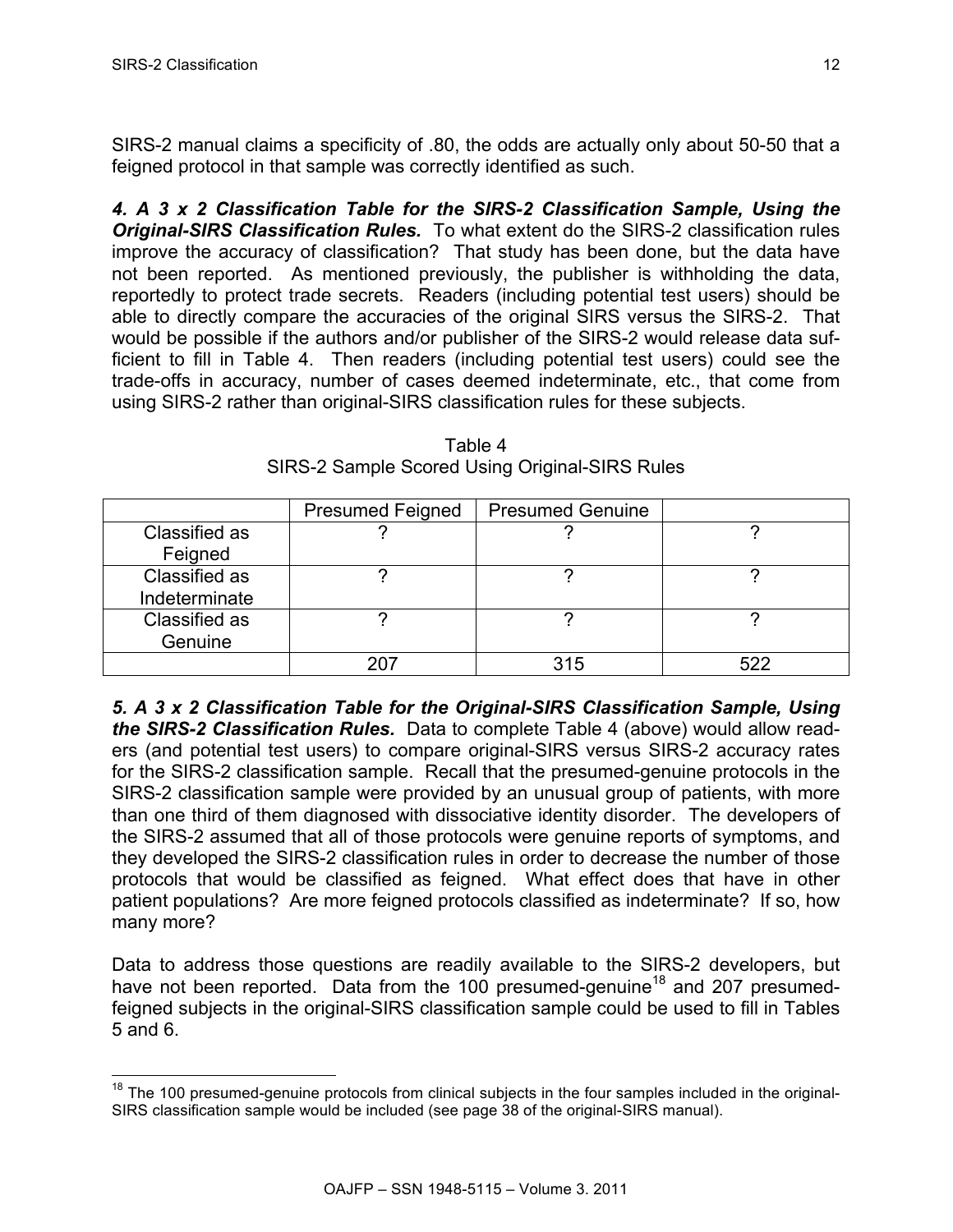SIRS-2 manual claims a specificity of .80, the odds are actually only about 50-50 that a feigned protocol in that sample was correctly identified as such.

***4. A 3 x 2 Classification Table for the SIRS-2 Classification Sample, Using the Original-SIRS Classification Rules.*** To what extent do the SIRS-2 classification rules improve the accuracy of classification? That study has been done, but the data have not been reported. As mentioned previously, the publisher is withholding the data, reportedly to protect trade secrets. Readers (including potential test users) should be able to directly compare the accuracies of the original SIRS versus the SIRS-2. That would be possible if the authors and/or publisher of the SIRS-2 would release data sufficient to fill in Table 4. Then readers (including potential test users) could see the trade-offs in accuracy, number of cases deemed indeterminate, etc., that come from using SIRS-2 rather than original-SIRS classification rules for these subjects.

Table 4
SIRS-2 Sample Scored Using Original-SIRS Rules

| | Presumed Feigned | Presumed Genuine | |
|---|---|---|---|
| Classified as Feigned | ? | ? | ? |
| Classified as Indeterminate | ? | ? | ? |
| Classified as Genuine | ? | ? | ? |
| | 207 | 315 | 522 |

***5. A 3 x 2 Classification Table for the Original-SIRS Classification Sample, Using the SIRS-2 Classification Rules.*** Data to complete Table 4 (above) would allow readers (and potential test users) to compare original-SIRS versus SIRS-2 accuracy rates for the SIRS-2 classification sample. Recall that the presumed-genuine protocols in the SIRS-2 classification sample were provided by an unusual group of patients, with more than one third of them diagnosed with dissociative identity disorder. The developers of the SIRS-2 assumed that all of those protocols were genuine reports of symptoms, and they developed the SIRS-2 classification rules in order to decrease the number of those protocols that would be classified as feigned. What effect does that have in other patient populations? Are more feigned protocols classified as indeterminate? If so, how many more?

Data to address those questions are readily available to the SIRS-2 developers, but have not been reported. Data from the 100 presumed-genuine[18] and 207 presumed-feigned subjects in the original-SIRS classification sample could be used to fill in Tables 5 and 6.

[18] The 100 presumed-genuine protocols from clinical subjects in the four samples included in the original-SIRS classification sample would be included (see page 38 of the original-SIRS manual).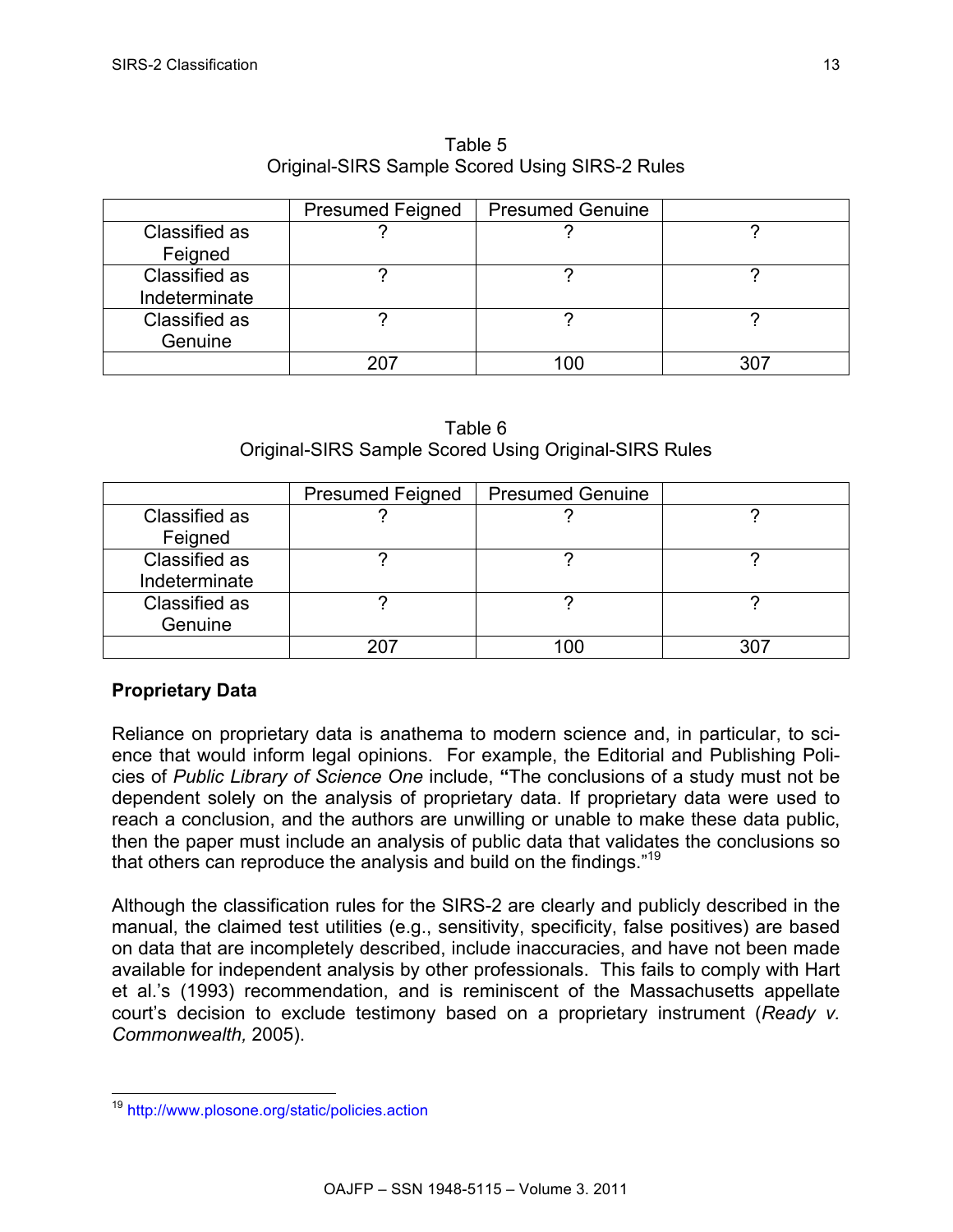Table 5
Original-SIRS Sample Scored Using SIRS-2 Rules

| | Presumed Feigned | Presumed Genuine | |
|---|---|---|---|
| Classified as Feigned | ? | ? | ? |
| Classified as Indeterminate | ? | ? | ? |
| Classified as Genuine | ? | ? | ? |
| | 207 | 100 | 307 |

Table 6
Original-SIRS Sample Scored Using Original-SIRS Rules

| | Presumed Feigned | Presumed Genuine | |
|---|---|---|---|
| Classified as Feigned | ? | ? | ? |
| Classified as Indeterminate | ? | ? | ? |
| Classified as Genuine | ? | ? | ? |
| | 207 | 100 | 307 |

**Proprietary Data**

Reliance on proprietary data is anathema to modern science and, in particular, to science that would inform legal opinions. For example, the Editorial and Publishing Policies of *Public Library of Science One* include, **"**The conclusions of a study must not be dependent solely on the analysis of proprietary data. If proprietary data were used to reach a conclusion, and the authors are unwilling or unable to make these data public, then the paper must include an analysis of public data that validates the conclusions so that others can reproduce the analysis and build on the findings."[19]

Although the classification rules for the SIRS-2 are clearly and publicly described in the manual, the claimed test utilities (e.g., sensitivity, specificity, false positives) are based on data that are incompletely described, include inaccuracies, and have not been made available for independent analysis by other professionals. This fails to comply with Hart et al.'s (1993) recommendation, and is reminiscent of the Massachusetts appellate court's decision to exclude testimony based on a proprietary instrument (*Ready v. Commonwealth,* 2005).

---

[19] http://www.plosone.org/static/policies.action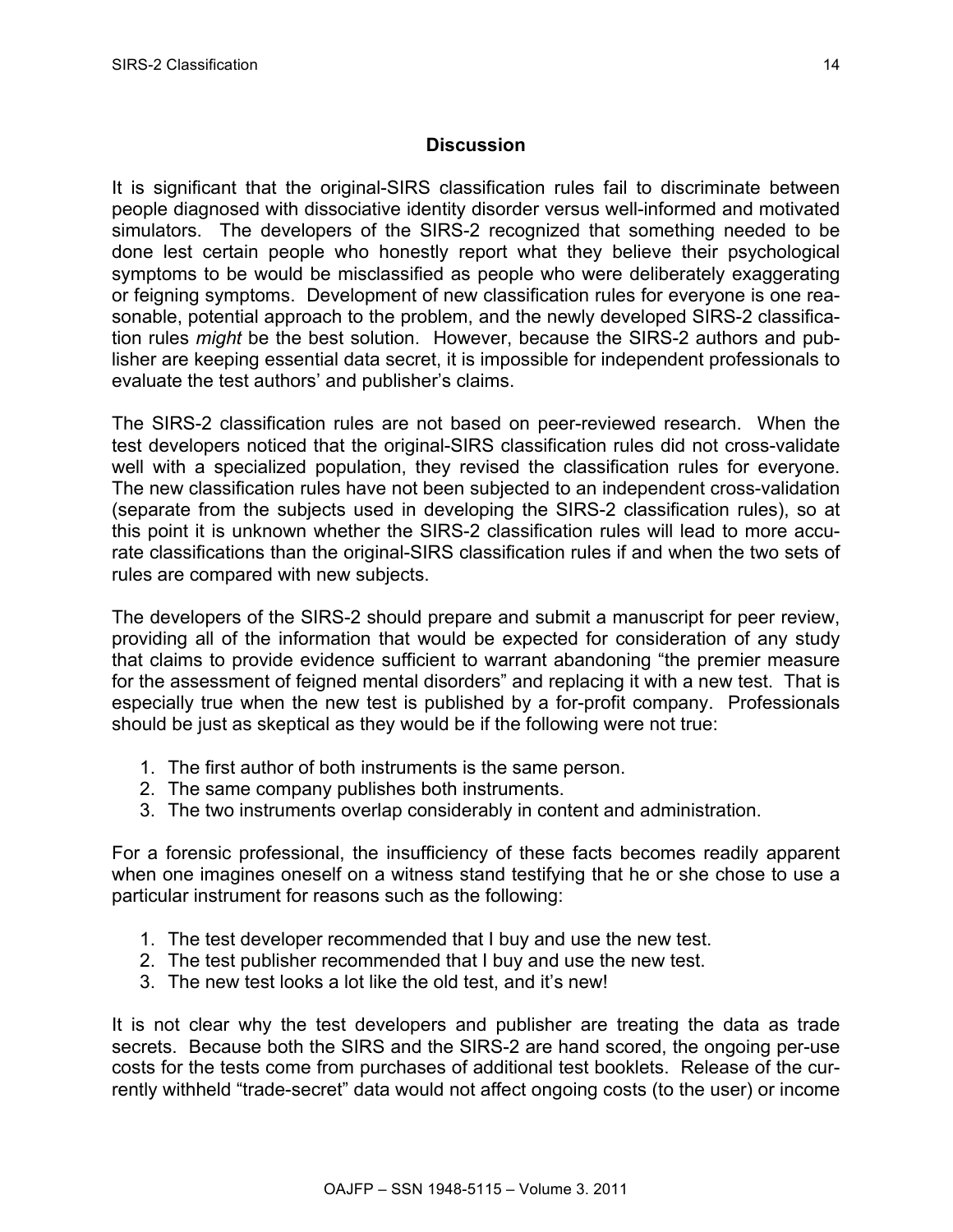## Discussion

It is significant that the original-SIRS classification rules fail to discriminate between people diagnosed with dissociative identity disorder versus well-informed and motivated simulators. The developers of the SIRS-2 recognized that something needed to be done lest certain people who honestly report what they believe their psychological symptoms to be would be misclassified as people who were deliberately exaggerating or feigning symptoms. Development of new classification rules for everyone is one reasonable, potential approach to the problem, and the newly developed SIRS-2 classification rules *might* be the best solution. However, because the SIRS-2 authors and publisher are keeping essential data secret, it is impossible for independent professionals to evaluate the test authors' and publisher's claims.

The SIRS-2 classification rules are not based on peer-reviewed research. When the test developers noticed that the original-SIRS classification rules did not cross-validate well with a specialized population, they revised the classification rules for everyone. The new classification rules have not been subjected to an independent cross-validation (separate from the subjects used in developing the SIRS-2 classification rules), so at this point it is unknown whether the SIRS-2 classification rules will lead to more accurate classifications than the original-SIRS classification rules if and when the two sets of rules are compared with new subjects.

The developers of the SIRS-2 should prepare and submit a manuscript for peer review, providing all of the information that would be expected for consideration of any study that claims to provide evidence sufficient to warrant abandoning "the premier measure for the assessment of feigned mental disorders" and replacing it with a new test. That is especially true when the new test is published by a for-profit company. Professionals should be just as skeptical as they would be if the following were not true:

1. The first author of both instruments is the same person.
2. The same company publishes both instruments.
3. The two instruments overlap considerably in content and administration.

For a forensic professional, the insufficiency of these facts becomes readily apparent when one imagines oneself on a witness stand testifying that he or she chose to use a particular instrument for reasons such as the following:

1. The test developer recommended that I buy and use the new test.
2. The test publisher recommended that I buy and use the new test.
3. The new test looks a lot like the old test, and it's new!

It is not clear why the test developers and publisher are treating the data as trade secrets. Because both the SIRS and the SIRS-2 are hand scored, the ongoing per-use costs for the tests come from purchases of additional test booklets. Release of the currently withheld "trade-secret" data would not affect ongoing costs (to the user) or income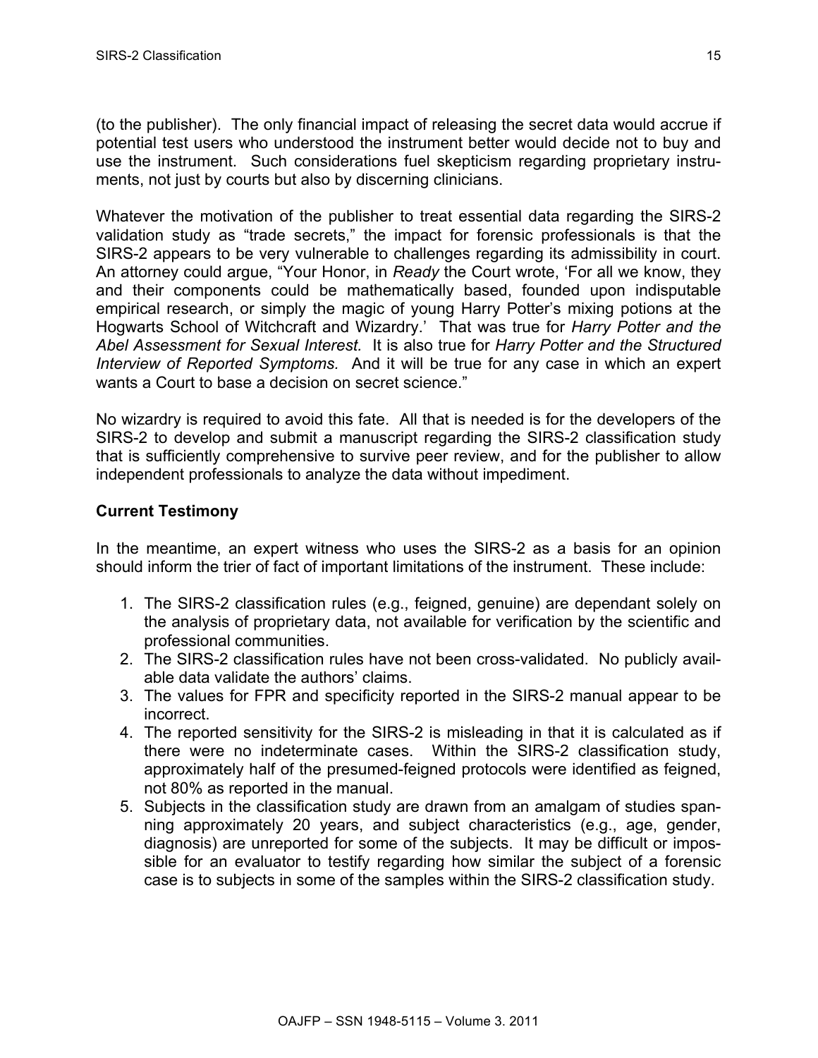(to the publisher). The only financial impact of releasing the secret data would accrue if potential test users who understood the instrument better would decide not to buy and use the instrument. Such considerations fuel skepticism regarding proprietary instruments, not just by courts but also by discerning clinicians.

Whatever the motivation of the publisher to treat essential data regarding the SIRS-2 validation study as "trade secrets," the impact for forensic professionals is that the SIRS-2 appears to be very vulnerable to challenges regarding its admissibility in court. An attorney could argue, "Your Honor, in *Ready* the Court wrote, 'For all we know, they and their components could be mathematically based, founded upon indisputable empirical research, or simply the magic of young Harry Potter's mixing potions at the Hogwarts School of Witchcraft and Wizardry.' That was true for *Harry Potter and the Abel Assessment for Sexual Interest.* It is also true for *Harry Potter and the Structured Interview of Reported Symptoms.* And it will be true for any case in which an expert wants a Court to base a decision on secret science."

No wizardry is required to avoid this fate. All that is needed is for the developers of the SIRS-2 to develop and submit a manuscript regarding the SIRS-2 classification study that is sufficiently comprehensive to survive peer review, and for the publisher to allow independent professionals to analyze the data without impediment.

**Current Testimony**

In the meantime, an expert witness who uses the SIRS-2 as a basis for an opinion should inform the trier of fact of important limitations of the instrument. These include:

1. The SIRS-2 classification rules (e.g., feigned, genuine) are dependant solely on the analysis of proprietary data, not available for verification by the scientific and professional communities.
2. The SIRS-2 classification rules have not been cross-validated. No publicly available data validate the authors' claims.
3. The values for FPR and specificity reported in the SIRS-2 manual appear to be incorrect.
4. The reported sensitivity for the SIRS-2 is misleading in that it is calculated as if there were no indeterminate cases. Within the SIRS-2 classification study, approximately half of the presumed-feigned protocols were identified as feigned, not 80% as reported in the manual.
5. Subjects in the classification study are drawn from an amalgam of studies spanning approximately 20 years, and subject characteristics (e.g., age, gender, diagnosis) are unreported for some of the subjects. It may be difficult or impossible for an evaluator to testify regarding how similar the subject of a forensic case is to subjects in some of the samples within the SIRS-2 classification study.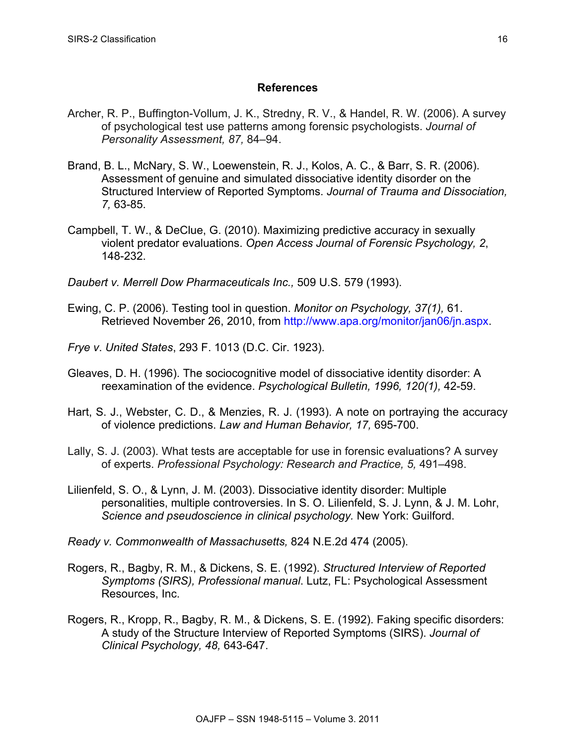## References

Archer, R. P., Buffington-Vollum, J. K., Stredny, R. V., & Handel, R. W. (2006). A survey of psychological test use patterns among forensic psychologists. *Journal of Personality Assessment, 87,* 84–94.

Brand, B. L., McNary, S. W., Loewenstein, R. J., Kolos, A. C., & Barr, S. R. (2006). Assessment of genuine and simulated dissociative identity disorder on the Structured Interview of Reported Symptoms. *Journal of Trauma and Dissociation, 7,* 63-85.

Campbell, T. W., & DeClue, G. (2010). Maximizing predictive accuracy in sexually violent predator evaluations. *Open Access Journal of Forensic Psychology, 2*, 148-232.

*Daubert v. Merrell Dow Pharmaceuticals Inc.,* 509 U.S. 579 (1993).

Ewing, C. P. (2006). Testing tool in question. *Monitor on Psychology, 37(1),* 61. Retrieved November 26, 2010, from http://www.apa.org/monitor/jan06/jn.aspx.

*Frye v. United States*, 293 F. 1013 (D.C. Cir. 1923).

Gleaves, D. H. (1996). The sociocognitive model of dissociative identity disorder: A reexamination of the evidence. *Psychological Bulletin, 1996, 120(1),* 42-59.

Hart, S. J., Webster, C. D., & Menzies, R. J. (1993). A note on portraying the accuracy of violence predictions. *Law and Human Behavior, 17,* 695-700.

Lally, S. J. (2003). What tests are acceptable for use in forensic evaluations? A survey of experts. *Professional Psychology: Research and Practice, 5,* 491–498.

Lilienfeld, S. O., & Lynn, J. M. (2003). Dissociative identity disorder: Multiple personalities, multiple controversies. In S. O. Lilienfeld, S. J. Lynn, & J. M. Lohr, *Science and pseudoscience in clinical psychology.* New York: Guilford.

*Ready v. Commonwealth of Massachusetts,* 824 N.E.2d 474 (2005).

Rogers, R., Bagby, R. M., & Dickens, S. E. (1992). *Structured Interview of Reported Symptoms (SIRS), Professional manual*. Lutz, FL: Psychological Assessment Resources, Inc.

Rogers, R., Kropp, R., Bagby, R. M., & Dickens, S. E. (1992). Faking specific disorders: A study of the Structure Interview of Reported Symptoms (SIRS). *Journal of Clinical Psychology, 48,* 643-647.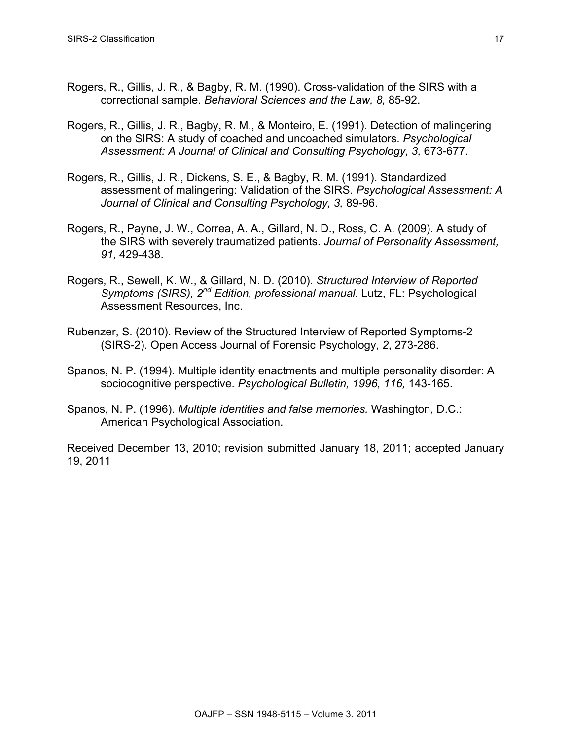Rogers, R., Gillis, J. R., & Bagby, R. M. (1990). Cross-validation of the SIRS with a correctional sample. *Behavioral Sciences and the Law, 8,* 85-92.

Rogers, R., Gillis, J. R., Bagby, R. M., & Monteiro, E. (1991). Detection of malingering on the SIRS: A study of coached and uncoached simulators. *Psychological Assessment: A Journal of Clinical and Consulting Psychology, 3,* 673-677.

Rogers, R., Gillis, J. R., Dickens, S. E., & Bagby, R. M. (1991). Standardized assessment of malingering: Validation of the SIRS. *Psychological Assessment: A Journal of Clinical and Consulting Psychology, 3,* 89-96.

Rogers, R., Payne, J. W., Correa, A. A., Gillard, N. D., Ross, C. A. (2009). A study of the SIRS with severely traumatized patients. *Journal of Personality Assessment, 91,* 429-438.

Rogers, R., Sewell, K. W., & Gillard, N. D. (2010). *Structured Interview of Reported Symptoms (SIRS), 2nd Edition, professional manual*. Lutz, FL: Psychological Assessment Resources, Inc.

Rubenzer, S. (2010). Review of the Structured Interview of Reported Symptoms-2 (SIRS-2). Open Access Journal of Forensic Psychology, *2*, 273-286.

Spanos, N. P. (1994). Multiple identity enactments and multiple personality disorder: A sociocognitive perspective. *Psychological Bulletin, 1996, 116,* 143-165.

Spanos, N. P. (1996). *Multiple identities and false memories.* Washington, D.C.: American Psychological Association.

Received December 13, 2010; revision submitted January 18, 2011; accepted January 19, 2011